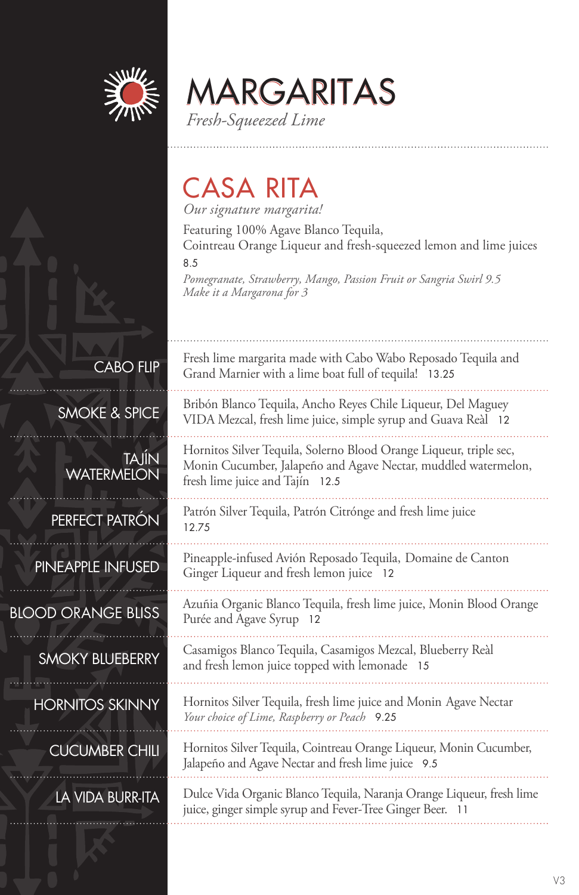# MARGARITAS

*Fresh-Squeezed Lime*

## CASA RITA

*Our signature margarita!*

Featuring 100% Agave Blanco Tequila,
Cointreau Orange Liqueur and fresh-squeezed lemon and lime juices
8.5

*Pomegranate, Strawberry, Mango, Passion Fruit or Sangria Swirl 9.5*
*Make it a Margarona for 3*

### CABO FLIP

Fresh lime margarita made with Cabo Wabo Reposado Tequila and Grand Marnier with a lime boat full of tequila! 13.25

### SMOKE & SPICE

Bribón Blanco Tequila, Ancho Reyes Chile Liqueur, Del Maguey VIDA Mezcal, fresh lime juice, simple syrup and Guava Reàl 12

### TAJÍN WATERMELON

Hornitos Silver Tequila, Solerno Blood Orange Liqueur, triple sec, Monin Cucumber, Jalapeño and Agave Nectar, muddled watermelon, fresh lime juice and Tajín 12.5

### PERFECT PATRÓN

Patrón Silver Tequila, Patrón Citrónge and fresh lime juice
12.75

### PINEAPPLE INFUSED

Pineapple-infused Avión Reposado Tequila, Domaine de Canton Ginger Liqueur and fresh lemon juice 12

### BLOOD ORANGE BLISS

Azuñia Organic Blanco Tequila, fresh lime juice, Monin Blood Orange Purée and Agave Syrup 12

### SMOKY BLUEBERRY

Casamigos Blanco Tequila, Casamigos Mezcal, Blueberry Reàl and fresh lemon juice topped with lemonade 15

### HORNITOS SKINNY

Hornitos Silver Tequila, fresh lime juice and Monin Agave Nectar
*Your choice of Lime, Raspberry or Peach* 9.25

### CUCUMBER CHILI

Hornitos Silver Tequila, Cointreau Orange Liqueur, Monin Cucumber, Jalapeño and Agave Nectar and fresh lime juice 9.5

### LA VIDA BURR-ITA

Dulce Vida Organic Blanco Tequila, Naranja Orange Liqueur, fresh lime juice, ginger simple syrup and Fever-Tree Ginger Beer. 11

V3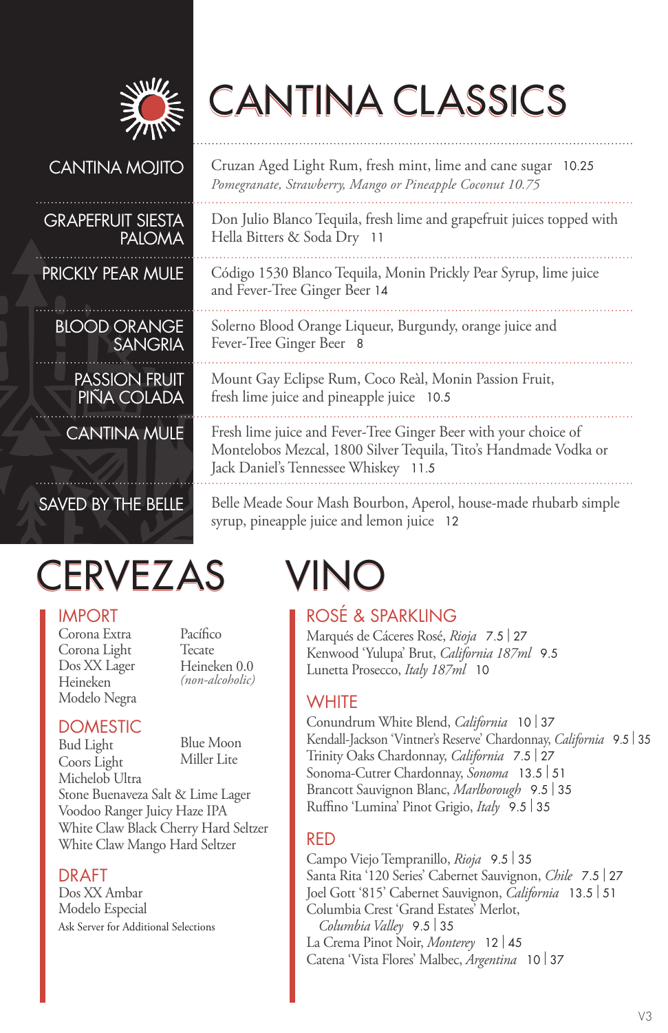# CANTINA CLASSICS

**CANTINA MOJITO**
Cruzan Aged Light Rum, fresh mint, lime and cane sugar 10.25
*Pomegranate, Strawberry, Mango or Pineapple Coconut 10.75*

**GRAPEFRUIT SIESTA PALOMA**
Don Julio Blanco Tequila, fresh lime and grapefruit juices topped with Hella Bitters & Soda Dry 11

**PRICKLY PEAR MULE**
Código 1530 Blanco Tequila, Monin Prickly Pear Syrup, lime juice and Fever-Tree Ginger Beer 14

**BLOOD ORANGE SANGRIA**
Solerno Blood Orange Liqueur, Burgundy, orange juice and Fever-Tree Ginger Beer 8

**PASSION FRUIT PIÑA COLADA**
Mount Gay Eclipse Rum, Coco Reàl, Monin Passion Fruit, fresh lime juice and pineapple juice 10.5

**CANTINA MULE**
Fresh lime juice and Fever-Tree Ginger Beer with your choice of Montelobos Mezcal, 1800 Silver Tequila, Tito's Handmade Vodka or Jack Daniel's Tennessee Whiskey 11.5

**SAVED BY THE BELLE**
Belle Meade Sour Mash Bourbon, Aperol, house-made rhubarb simple syrup, pineapple juice and lemon juice 12

# CERVEZAS

## IMPORT

Corona Extra
Corona Light
Dos XX Lager
Heineken
Modelo Negra
Pacífico
Tecate
Heineken 0.0
*(non-alcoholic)*

## DOMESTIC

Bud Light
Coors Light
Michelob Ultra
Blue Moon
Miller Lite
Stone Buenaveza Salt & Lime Lager
Voodoo Ranger Juicy Haze IPA
White Claw Black Cherry Hard Seltzer
White Claw Mango Hard Seltzer

## DRAFT

Dos XX Ambar
Modelo Especial

Ask Server for Additional Selections

# VINO

## ROSÉ & SPARKLING

Marqués de Cáceres Rosé, *Rioja* 7.5 | 27
Kenwood 'Yulupa' Brut, *California 187ml* 9.5
Lunetta Prosecco, *Italy 187ml* 10

## WHITE

Conundrum White Blend, *California* 10 | 37
Kendall-Jackson 'Vintner's Reserve' Chardonnay, *California* 9.5 | 35
Trinity Oaks Chardonnay, *California* 7.5 | 27
Sonoma-Cutrer Chardonnay, *Sonoma* 13.5 | 51
Brancott Sauvignon Blanc, *Marlborough* 9.5 | 35
Ruffino 'Lumina' Pinot Grigio, *Italy* 9.5 | 35

## RED

Campo Viejo Tempranillo, *Rioja* 9.5 | 35
Santa Rita '120 Series' Cabernet Sauvignon, *Chile* 7.5 | 27
Joel Gott '815' Cabernet Sauvignon, *California* 13.5 | 51
Columbia Crest 'Grand Estates' Merlot, *Columbia Valley* 9.5 | 35
La Crema Pinot Noir, *Monterey* 12 | 45
Catena 'Vista Flores' Malbec, *Argentina* 10 | 37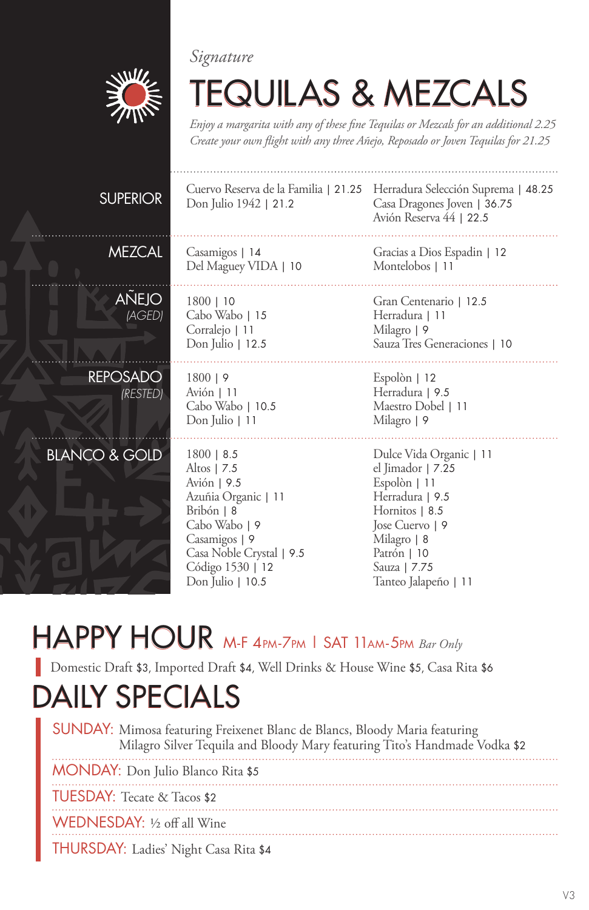*Signature*

# TEQUILAS & MEZCALS

*Enjoy a margarita with any of these fine Tequilas or Mezcals for an additional 2.25*
*Create your own flight with any three Añejo, Reposado or Joven Tequilas for 21.25*

## SUPERIOR

- Cuervo Reserva de la Familia | 21.25
- Don Julio 1942 | 21.2
- Herradura Selección Suprema | 48.25
- Casa Dragones Joven | 36.75
- Avión Reserva 44 | 22.5

## MEZCAL

- Casamigos | 14
- Del Maguey VIDA | 10
- Gracias a Dios Espadin | 12
- Montelobos | 11

## AÑEJO *(AGED)*

- 1800 | 10
- Cabo Wabo | 15
- Corralejo | 11
- Don Julio | 12.5
- Gran Centenario | 12.5
- Herradura | 11
- Milagro | 9
- Sauza Tres Generaciones | 10

## REPOSADO *(RESTED)*

- 1800 | 9
- Avión | 11
- Cabo Wabo | 10.5
- Don Julio | 11
- Espolòn | 12
- Herradura | 9.5
- Maestro Dobel | 11
- Milagro | 9

## BLANCO & GOLD

- 1800 | 8.5
- Altos | 7.5
- Avión | 9.5
- Azuñia Organic | 11
- Bribón | 8
- Cabo Wabo | 9
- Casamigos | 9
- Casa Noble Crystal | 9.5
- Código 1530 | 12
- Don Julio | 10.5
- Dulce Vida Organic | 11
- el Jimador | 7.25
- Espolòn | 11
- Herradura | 9.5
- Hornitos | 8.5
- Jose Cuervo | 9
- Milagro | 8
- Patrón | 10
- Sauza | 7.75
- Tanteo Jalapeño | 11

# HAPPY HOUR M-F 4PM-7PM | SAT 11AM-5PM *Bar Only*

Domestic Draft $3, Imported Draft $4, Well Drinks & House Wine $5, Casa Rita $6

# DAILY SPECIALS

**SUNDAY:** Mimosa featuring Freixenet Blanc de Blancs, Bloody Maria featuring Milagro Silver Tequila and Bloody Mary featuring Tito's Handmade Vodka $2

**MONDAY:** Don Julio Blanco Rita $5

**TUESDAY:** Tecate & Tacos $2

**WEDNESDAY:** ½ off all Wine

**THURSDAY:** Ladies' Night Casa Rita $4

V3